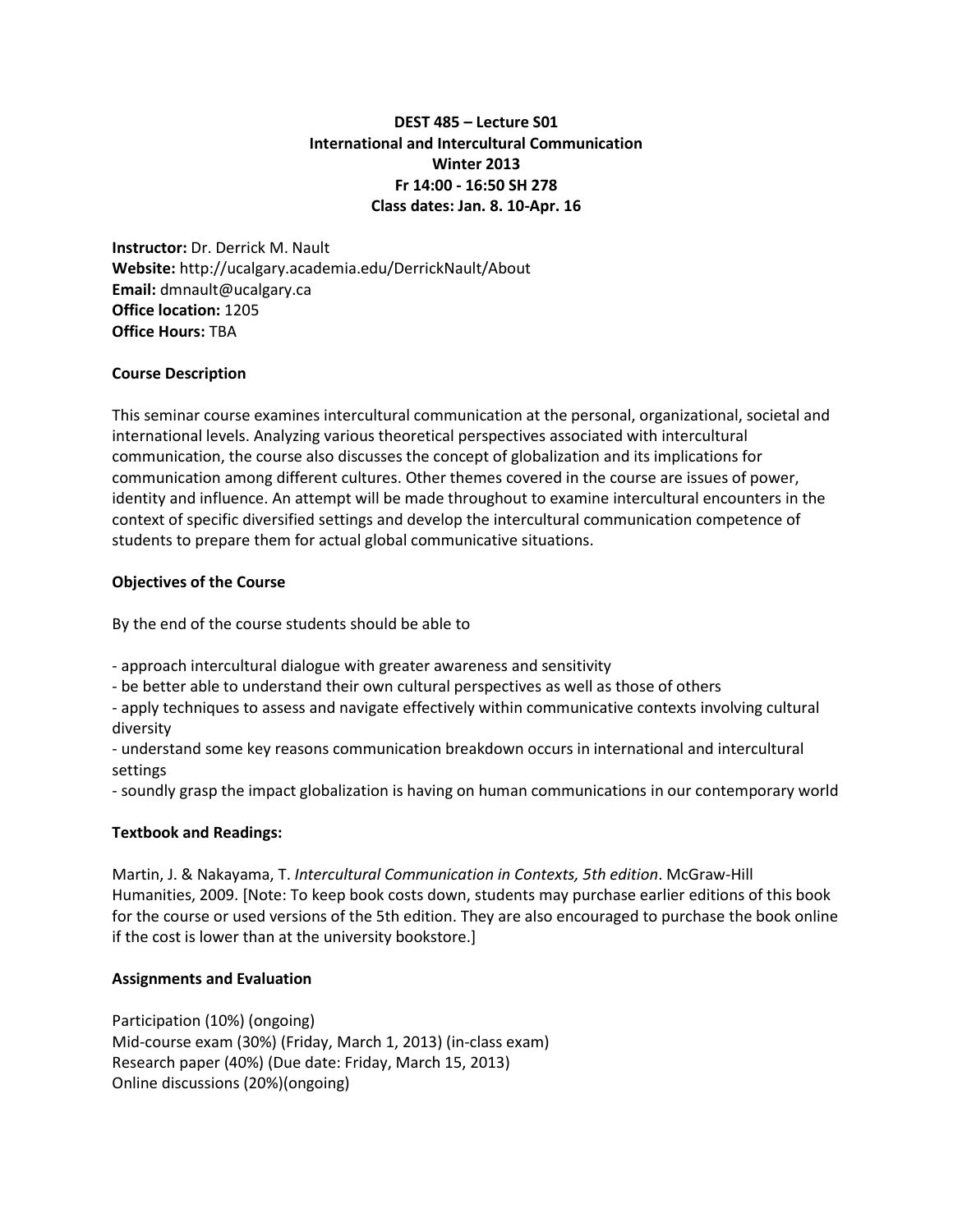**DEST 485 – Lecture S01**
**International and Intercultural Communication**
**Winter 2013**
**Fr 14:00 - 16:50 SH 278**
**Class dates: Jan. 8. 10-Apr. 16**

**Instructor:** Dr. Derrick M. Nault
**Website:** http://ucalgary.academia.edu/DerrickNault/About
**Email:** dmnault@ucalgary.ca
**Office location:** 1205
**Office Hours:** TBA

**Course Description**

This seminar course examines intercultural communication at the personal, organizational, societal and international levels. Analyzing various theoretical perspectives associated with intercultural communication, the course also discusses the concept of globalization and its implications for communication among different cultures. Other themes covered in the course are issues of power, identity and influence. An attempt will be made throughout to examine intercultural encounters in the context of specific diversified settings and develop the intercultural communication competence of students to prepare them for actual global communicative situations.

**Objectives of the Course**

By the end of the course students should be able to

- approach intercultural dialogue with greater awareness and sensitivity
- be better able to understand their own cultural perspectives as well as those of others
- apply techniques to assess and navigate effectively within communicative contexts involving cultural diversity
- understand some key reasons communication breakdown occurs in international and intercultural settings
- soundly grasp the impact globalization is having on human communications in our contemporary world

**Textbook and Readings:**

Martin, J. & Nakayama, T. *Intercultural Communication in Contexts, 5th edition*. McGraw-Hill Humanities, 2009. [Note: To keep book costs down, students may purchase earlier editions of this book for the course or used versions of the 5th edition. They are also encouraged to purchase the book online if the cost is lower than at the university bookstore.]

**Assignments and Evaluation**

Participation (10%) (ongoing)
Mid-course exam (30%) (Friday, March 1, 2013) (in-class exam)
Research paper (40%) (Due date: Friday, March 15, 2013)
Online discussions (20%)(ongoing)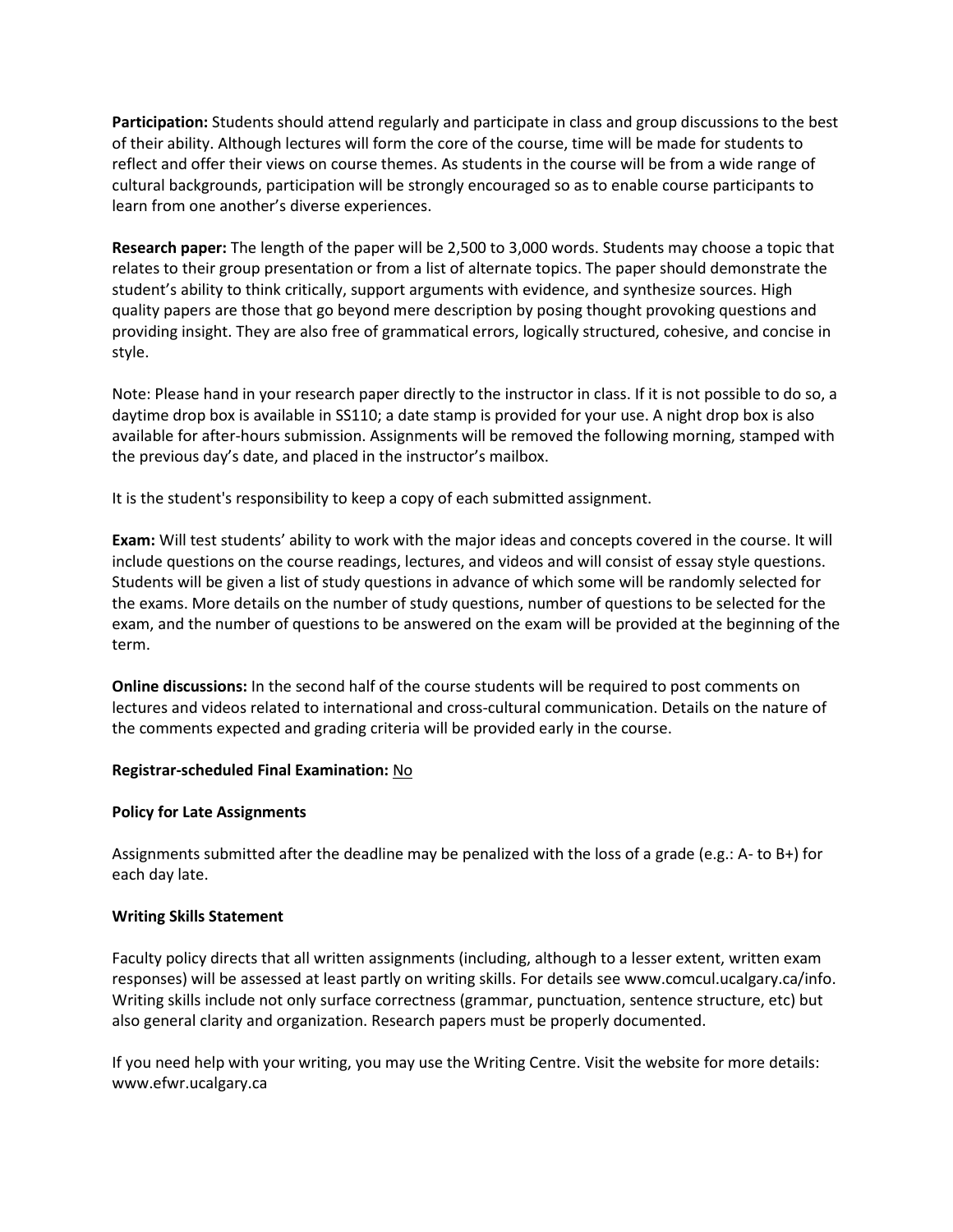**Participation:** Students should attend regularly and participate in class and group discussions to the best of their ability. Although lectures will form the core of the course, time will be made for students to reflect and offer their views on course themes. As students in the course will be from a wide range of cultural backgrounds, participation will be strongly encouraged so as to enable course participants to learn from one another's diverse experiences.

**Research paper:** The length of the paper will be 2,500 to 3,000 words. Students may choose a topic that relates to their group presentation or from a list of alternate topics. The paper should demonstrate the student's ability to think critically, support arguments with evidence, and synthesize sources. High quality papers are those that go beyond mere description by posing thought provoking questions and providing insight. They are also free of grammatical errors, logically structured, cohesive, and concise in style.

Note: Please hand in your research paper directly to the instructor in class. If it is not possible to do so, a daytime drop box is available in SS110; a date stamp is provided for your use. A night drop box is also available for after-hours submission. Assignments will be removed the following morning, stamped with the previous day's date, and placed in the instructor's mailbox.

It is the student's responsibility to keep a copy of each submitted assignment.

**Exam:** Will test students' ability to work with the major ideas and concepts covered in the course. It will include questions on the course readings, lectures, and videos and will consist of essay style questions. Students will be given a list of study questions in advance of which some will be randomly selected for the exams. More details on the number of study questions, number of questions to be selected for the exam, and the number of questions to be answered on the exam will be provided at the beginning of the term.

**Online discussions:** In the second half of the course students will be required to post comments on lectures and videos related to international and cross-cultural communication. Details on the nature of the comments expected and grading criteria will be provided early in the course.

**Registrar-scheduled Final Examination:** No

**Policy for Late Assignments**

Assignments submitted after the deadline may be penalized with the loss of a grade (e.g.: A- to B+) for each day late.

**Writing Skills Statement**

Faculty policy directs that all written assignments (including, although to a lesser extent, written exam responses) will be assessed at least partly on writing skills. For details see www.comcul.ucalgary.ca/info. Writing skills include not only surface correctness (grammar, punctuation, sentence structure, etc) but also general clarity and organization. Research papers must be properly documented.

If you need help with your writing, you may use the Writing Centre. Visit the website for more details: www.efwr.ucalgary.ca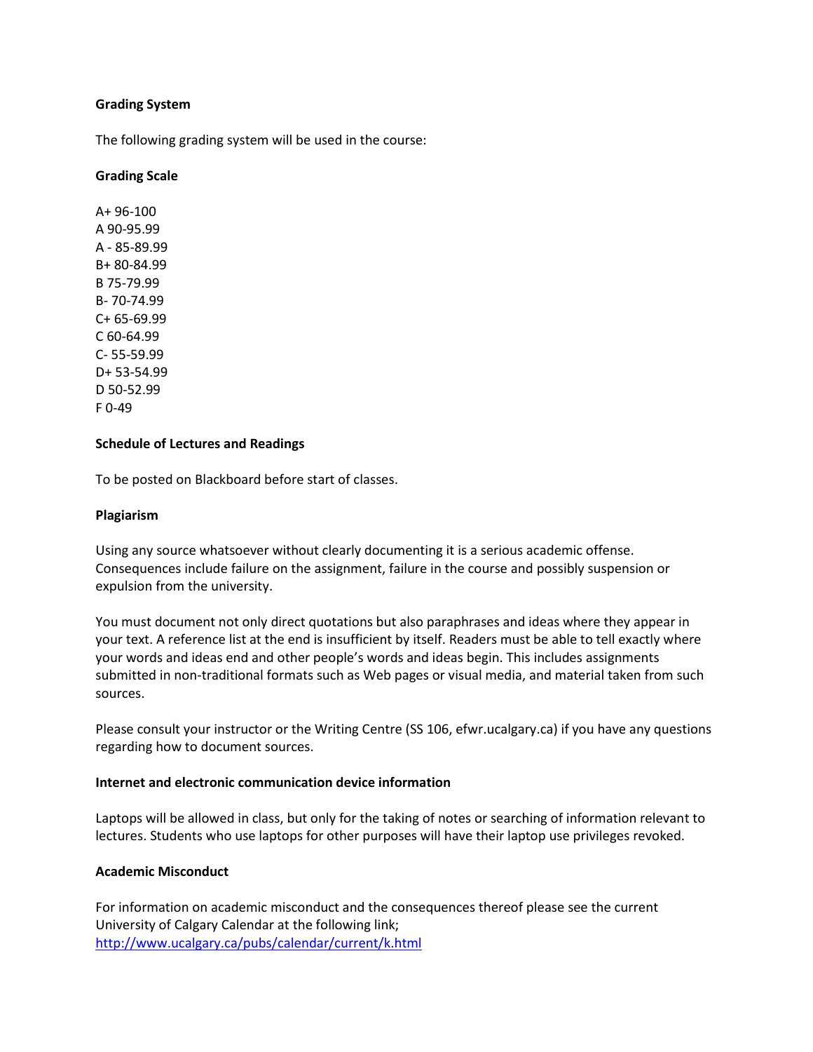**Grading System**

The following grading system will be used in the course:

**Grading Scale**

A+ 96-100
A 90-95.99
A - 85-89.99
B+ 80-84.99
B 75-79.99
B- 70-74.99
C+ 65-69.99
C 60-64.99
C- 55-59.99
D+ 53-54.99
D 50-52.99
F 0-49

**Schedule of Lectures and Readings**

To be posted on Blackboard before start of classes.

**Plagiarism**

Using any source whatsoever without clearly documenting it is a serious academic offense. Consequences include failure on the assignment, failure in the course and possibly suspension or expulsion from the university.

You must document not only direct quotations but also paraphrases and ideas where they appear in your text. A reference list at the end is insufficient by itself. Readers must be able to tell exactly where your words and ideas end and other people's words and ideas begin. This includes assignments submitted in non-traditional formats such as Web pages or visual media, and material taken from such sources.

Please consult your instructor or the Writing Centre (SS 106, efwr.ucalgary.ca) if you have any questions regarding how to document sources.

**Internet and electronic communication device information**

Laptops will be allowed in class, but only for the taking of notes or searching of information relevant to lectures. Students who use laptops for other purposes will have their laptop use privileges revoked.

**Academic Misconduct**

For information on academic misconduct and the consequences thereof please see the current University of Calgary Calendar at the following link;
[http://www.ucalgary.ca/pubs/calendar/current/k.html](http://www.ucalgary.ca/pubs/calendar/current/k.html)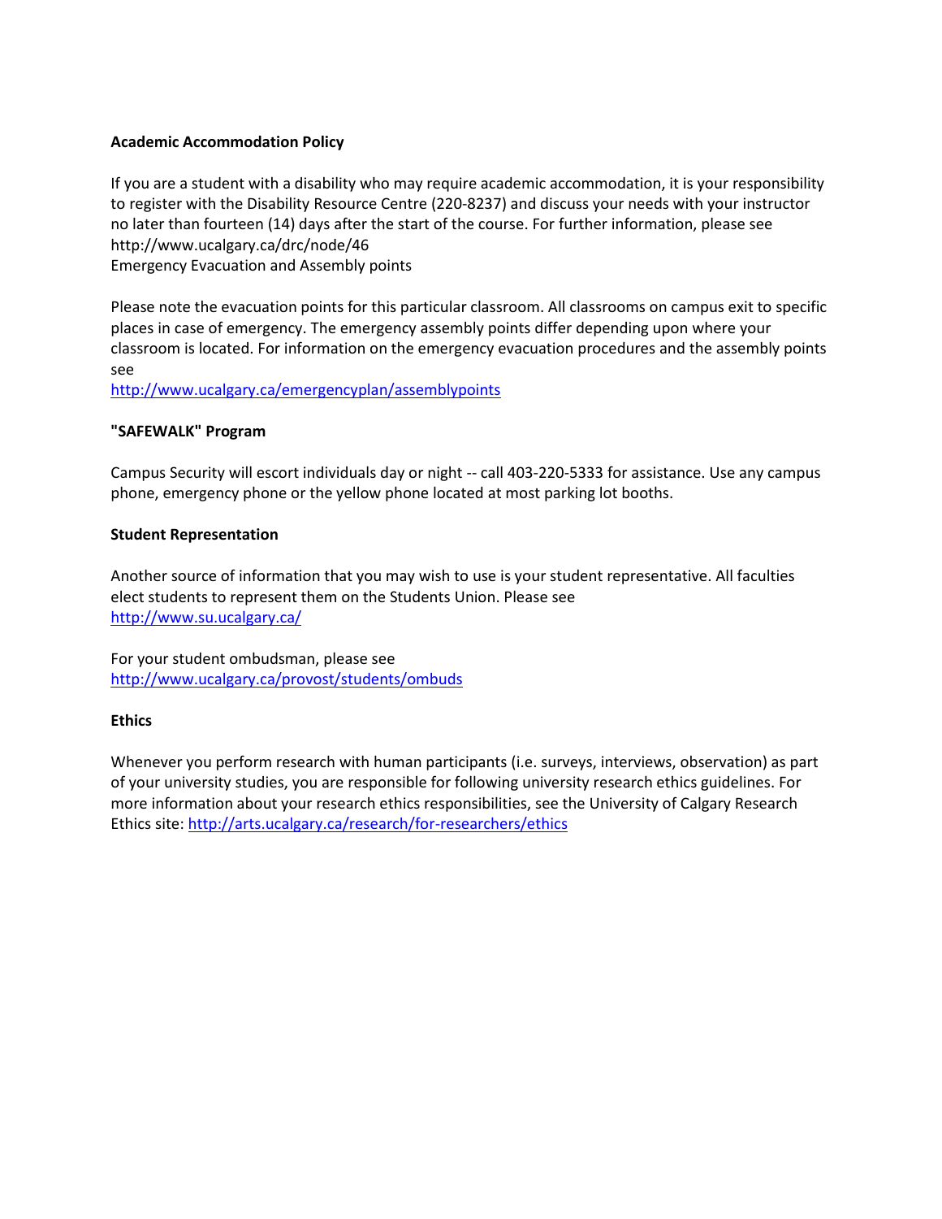**Academic Accommodation Policy**

If you are a student with a disability who may require academic accommodation, it is your responsibility to register with the Disability Resource Centre (220-8237) and discuss your needs with your instructor no later than fourteen (14) days after the start of the course. For further information, please see http://www.ucalgary.ca/drc/node/46
Emergency Evacuation and Assembly points

Please note the evacuation points for this particular classroom. All classrooms on campus exit to specific places in case of emergency. The emergency assembly points differ depending upon where your classroom is located. For information on the emergency evacuation procedures and the assembly points see
http://www.ucalgary.ca/emergencyplan/assemblypoints

**"SAFEWALK" Program**

Campus Security will escort individuals day or night -- call 403-220-5333 for assistance. Use any campus phone, emergency phone or the yellow phone located at most parking lot booths.

**Student Representation**

Another source of information that you may wish to use is your student representative. All faculties elect students to represent them on the Students Union. Please see
http://www.su.ucalgary.ca/

For your student ombudsman, please see
http://www.ucalgary.ca/provost/students/ombuds

**Ethics**

Whenever you perform research with human participants (i.e. surveys, interviews, observation) as part of your university studies, you are responsible for following university research ethics guidelines. For more information about your research ethics responsibilities, see the University of Calgary Research Ethics site: http://arts.ucalgary.ca/research/for-researchers/ethics